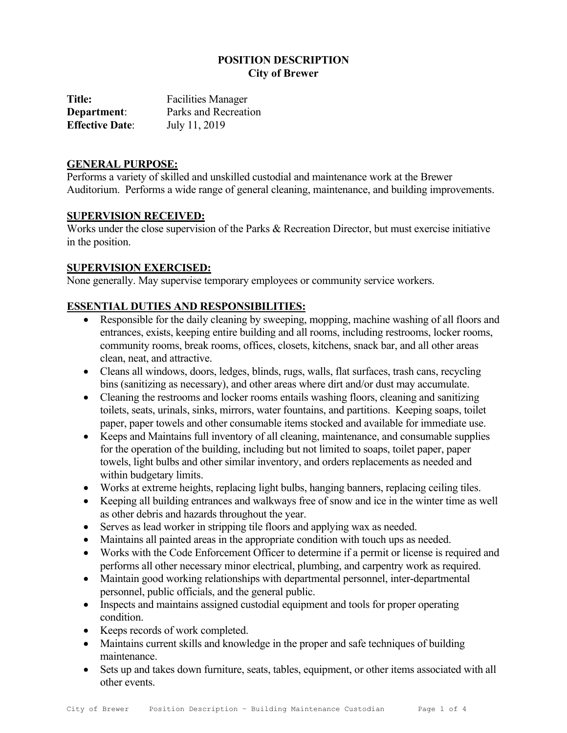**POSITION DESCRIPTION**
**City of Brewer**

| | |
|---|---|
| **Title:** | Facilities Manager |
| **Department**: | Parks and Recreation |
| **Effective Date**: | July 11, 2019 |

## GENERAL PURPOSE:

Performs a variety of skilled and unskilled custodial and maintenance work at the Brewer Auditorium. Performs a wide range of general cleaning, maintenance, and building improvements.

## SUPERVISION RECEIVED:

Works under the close supervision of the Parks & Recreation Director, but must exercise initiative in the position.

## SUPERVISION EXERCISED:

None generally. May supervise temporary employees or community service workers.

## ESSENTIAL DUTIES AND RESPONSIBILITIES:

- Responsible for the daily cleaning by sweeping, mopping, machine washing of all floors and entrances, exists, keeping entire building and all rooms, including restrooms, locker rooms, community rooms, break rooms, offices, closets, kitchens, snack bar, and all other areas clean, neat, and attractive.
- Cleans all windows, doors, ledges, blinds, rugs, walls, flat surfaces, trash cans, recycling bins (sanitizing as necessary), and other areas where dirt and/or dust may accumulate.
- Cleaning the restrooms and locker rooms entails washing floors, cleaning and sanitizing toilets, seats, urinals, sinks, mirrors, water fountains, and partitions. Keeping soaps, toilet paper, paper towels and other consumable items stocked and available for immediate use.
- Keeps and Maintains full inventory of all cleaning, maintenance, and consumable supplies for the operation of the building, including but not limited to soaps, toilet paper, paper towels, light bulbs and other similar inventory, and orders replacements as needed and within budgetary limits.
- Works at extreme heights, replacing light bulbs, hanging banners, replacing ceiling tiles.
- Keeping all building entrances and walkways free of snow and ice in the winter time as well as other debris and hazards throughout the year.
- Serves as lead worker in stripping tile floors and applying wax as needed.
- Maintains all painted areas in the appropriate condition with touch ups as needed.
- Works with the Code Enforcement Officer to determine if a permit or license is required and performs all other necessary minor electrical, plumbing, and carpentry work as required.
- Maintain good working relationships with departmental personnel, inter-departmental personnel, public officials, and the general public.
- Inspects and maintains assigned custodial equipment and tools for proper operating condition.
- Keeps records of work completed.
- Maintains current skills and knowledge in the proper and safe techniques of building maintenance.
- Sets up and takes down furniture, seats, tables, equipment, or other items associated with all other events.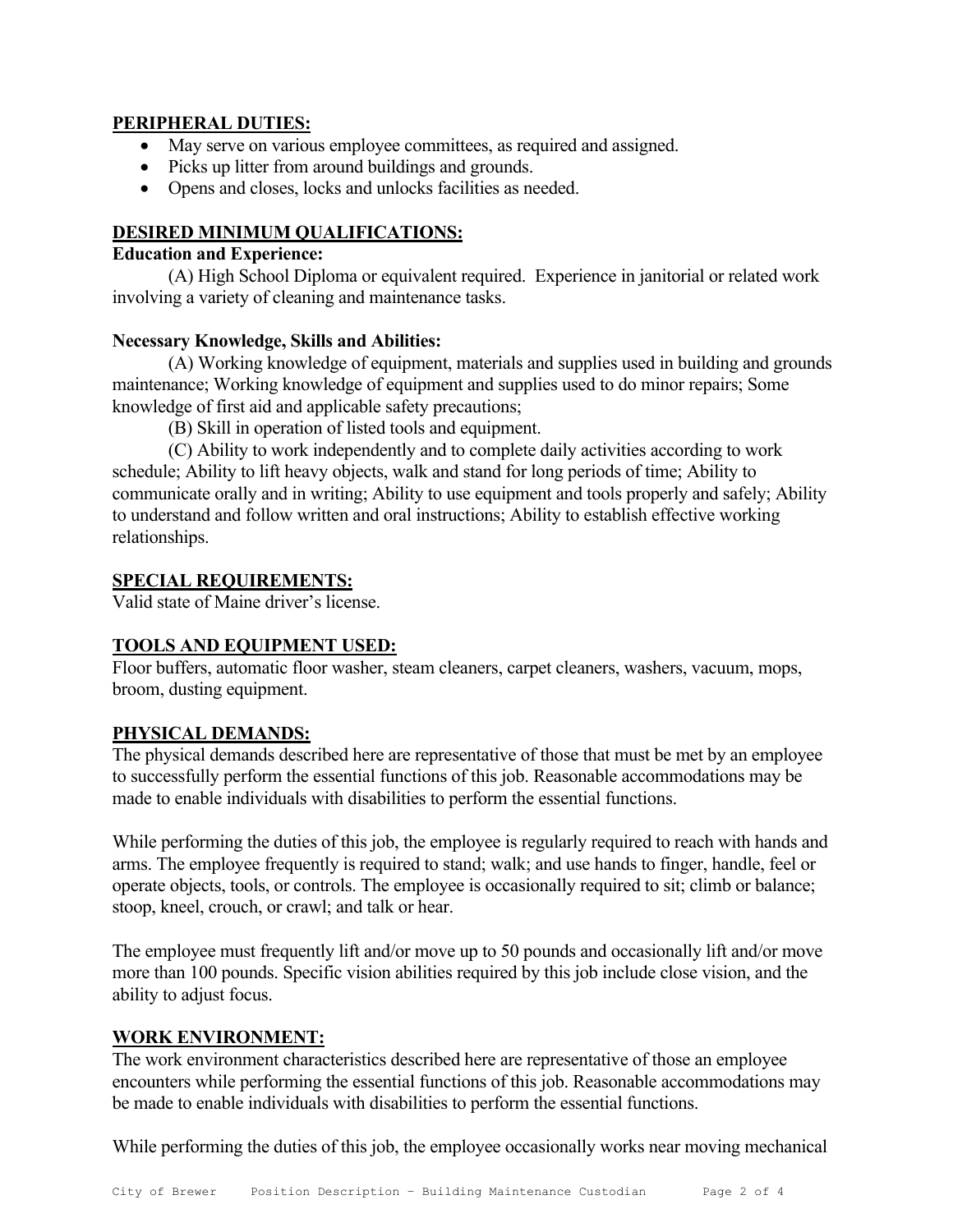## PERIPHERAL DUTIES:

- May serve on various employee committees, as required and assigned.
- Picks up litter from around buildings and grounds.
- Opens and closes, locks and unlocks facilities as needed.

## DESIRED MINIMUM QUALIFICATIONS:

**Education and Experience:**

(A) High School Diploma or equivalent required. Experience in janitorial or related work involving a variety of cleaning and maintenance tasks.

**Necessary Knowledge, Skills and Abilities:**

(A) Working knowledge of equipment, materials and supplies used in building and grounds maintenance; Working knowledge of equipment and supplies used to do minor repairs; Some knowledge of first aid and applicable safety precautions;

(B) Skill in operation of listed tools and equipment.

(C) Ability to work independently and to complete daily activities according to work schedule; Ability to lift heavy objects, walk and stand for long periods of time; Ability to communicate orally and in writing; Ability to use equipment and tools properly and safely; Ability to understand and follow written and oral instructions; Ability to establish effective working relationships.

## SPECIAL REQUIREMENTS:

Valid state of Maine driver's license.

## TOOLS AND EQUIPMENT USED:

Floor buffers, automatic floor washer, steam cleaners, carpet cleaners, washers, vacuum, mops, broom, dusting equipment.

## PHYSICAL DEMANDS:

The physical demands described here are representative of those that must be met by an employee to successfully perform the essential functions of this job. Reasonable accommodations may be made to enable individuals with disabilities to perform the essential functions.

While performing the duties of this job, the employee is regularly required to reach with hands and arms. The employee frequently is required to stand; walk; and use hands to finger, handle, feel or operate objects, tools, or controls. The employee is occasionally required to sit; climb or balance; stoop, kneel, crouch, or crawl; and talk or hear.

The employee must frequently lift and/or move up to 50 pounds and occasionally lift and/or move more than 100 pounds. Specific vision abilities required by this job include close vision, and the ability to adjust focus.

## WORK ENVIRONMENT:

The work environment characteristics described here are representative of those an employee encounters while performing the essential functions of this job. Reasonable accommodations may be made to enable individuals with disabilities to perform the essential functions.

While performing the duties of this job, the employee occasionally works near moving mechanical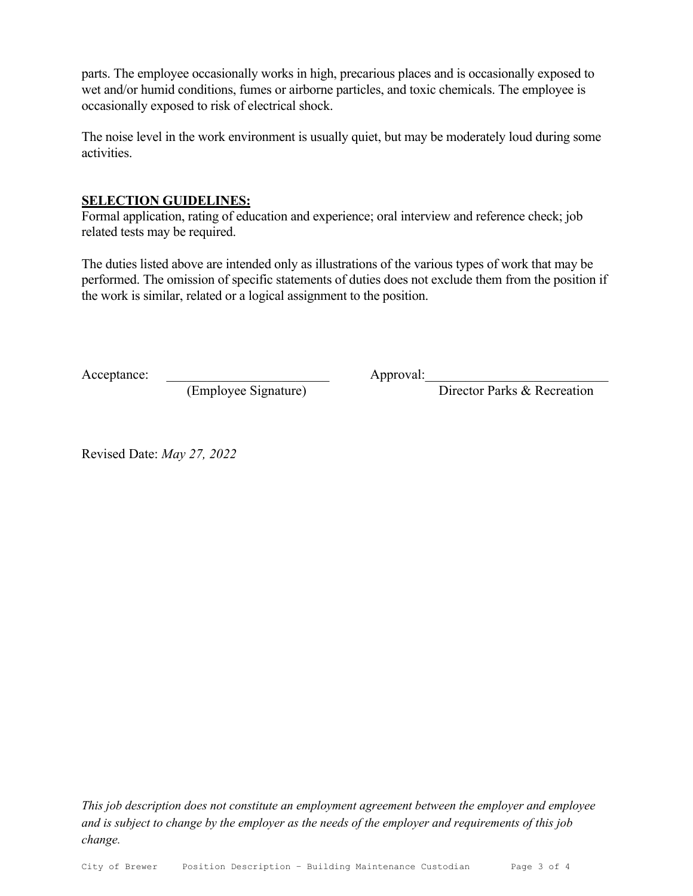parts. The employee occasionally works in high, precarious places and is occasionally exposed to wet and/or humid conditions, fumes or airborne particles, and toxic chemicals. The employee is occasionally exposed to risk of electrical shock.

The noise level in the work environment is usually quiet, but may be moderately loud during some activities.

## SELECTION GUIDELINES:

Formal application, rating of education and experience; oral interview and reference check; job related tests may be required.

The duties listed above are intended only as illustrations of the various types of work that may be performed. The omission of specific statements of duties does not exclude them from the position if the work is similar, related or a logical assignment to the position.

Acceptance: ________________________ (Employee Signature)

Approval: ___________________________ Director Parks & Recreation

Revised Date: *May 27, 2022*

*This job description does not constitute an employment agreement between the employer and employee and is subject to change by the employer as the needs of the employer and requirements of this job change.*